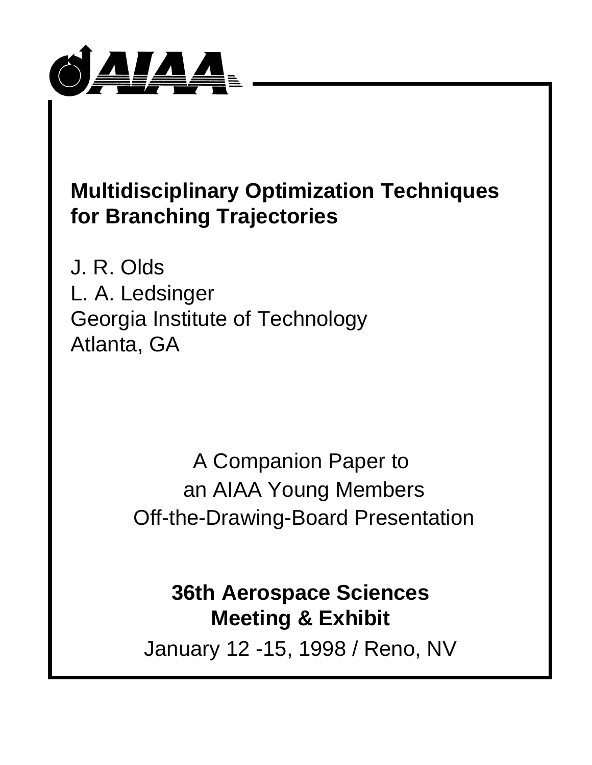AIAA

# Multidisciplinary Optimization Techniques for Branching Trajectories

J. R. Olds
L. A. Ledsinger
Georgia Institute of Technology
Atlanta, GA

A Companion Paper to
an AIAA Young Members
Off-the-Drawing-Board Presentation

**36th Aerospace Sciences Meeting & Exhibit**

January 12 -15, 1998 / Reno, NV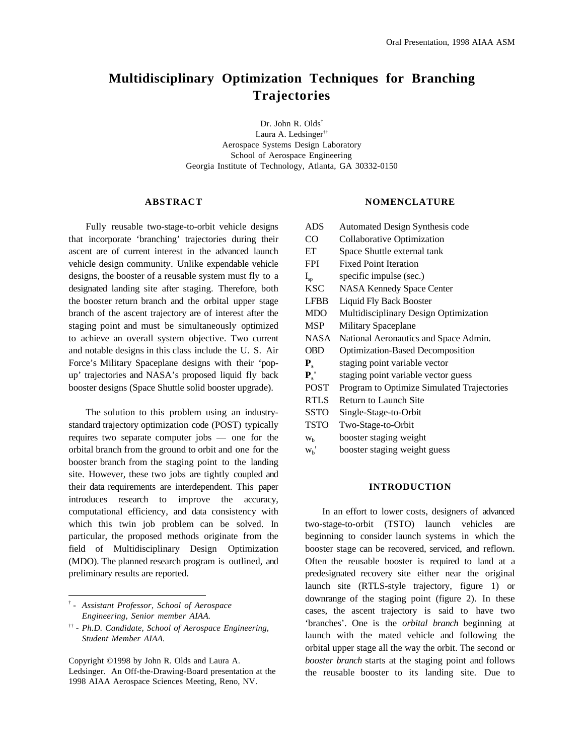# Multidisciplinary Optimization Techniques for Branching Trajectories

Dr. John R. Olds[†]
Laura A. Ledsinger[††]
Aerospace Systems Design Laboratory
School of Aerospace Engineering
Georgia Institute of Technology, Atlanta, GA 30332-0150

## ABSTRACT

Fully reusable two-stage-to-orbit vehicle designs that incorporate 'branching' trajectories during their ascent are of current interest in the advanced launch vehicle design community. Unlike expendable vehicle designs, the booster of a reusable system must fly to a designated landing site after staging. Therefore, both the booster return branch and the orbital upper stage branch of the ascent trajectory are of interest after the staging point and must be simultaneously optimized to achieve an overall system objective. Two current and notable designs in this class include the U. S. Air Force's Military Spaceplane designs with their 'pop-up' trajectories and NASA's proposed liquid fly back booster designs (Space Shuttle solid booster upgrade).

The solution to this problem using an industry-standard trajectory optimization code (POST) typically requires two separate computer jobs — one for the orbital branch from the ground to orbit and one for the booster branch from the staging point to the landing site. However, these two jobs are tightly coupled and their data requirements are interdependent. This paper introduces research to improve the accuracy, computational efficiency, and data consistency with which this twin job problem can be solved. In particular, the proposed methods originate from the field of Multidisciplinary Design Optimization (MDO). The planned research program is outlined, and preliminary results are reported.

[†] - *Assistant Professor, School of Aerospace Engineering, Senior member AIAA.*

[††] - *Ph.D. Candidate, School of Aerospace Engineering, Student Member AIAA.*

Copyright ©1998 by John R. Olds and Laura A. Ledsinger. An Off-the-Drawing-Board presentation at the 1998 AIAA Aerospace Sciences Meeting, Reno, NV.

## NOMENCLATURE

| | |
|---|---|
| ADS | Automated Design Synthesis code |
| CO | Collaborative Optimization |
| ET | Space Shuttle external tank |
| FPI | Fixed Point Iteration |
| $I_{sp}$ | specific impulse (sec.) |
| KSC | NASA Kennedy Space Center |
| LFBB | Liquid Fly Back Booster |
| MDO | Multidisciplinary Design Optimization |
| MSP | Military Spaceplane |
| NASA | National Aeronautics and Space Admin. |
| OBD | Optimization-Based Decomposition |
| $\mathbf{P_s}$ | staging point variable vector |
| $\mathbf{P_s'}$ | staging point variable vector guess |
| POST | Program to Optimize Simulated Trajectories |
| RTLS | Return to Launch Site |
| SSTO | Single-Stage-to-Orbit |
| TSTO | Two-Stage-to-Orbit |
| $w_b$ | booster staging weight |
| $w_b'$ | booster staging weight guess |

## INTRODUCTION

In an effort to lower costs, designers of advanced two-stage-to-orbit (TSTO) launch vehicles are beginning to consider launch systems in which the booster stage can be recovered, serviced, and reflown. Often the reusable booster is required to land at a predesignated recovery site either near the original launch site (RTLS-style trajectory, figure 1) or downrange of the staging point (figure 2). In these cases, the ascent trajectory is said to have two 'branches'. One is the *orbital branch* beginning at launch with the mated vehicle and following the orbital upper stage all the way the orbit. The second or *booster branch* starts at the staging point and follows the reusable booster to its landing site. Due to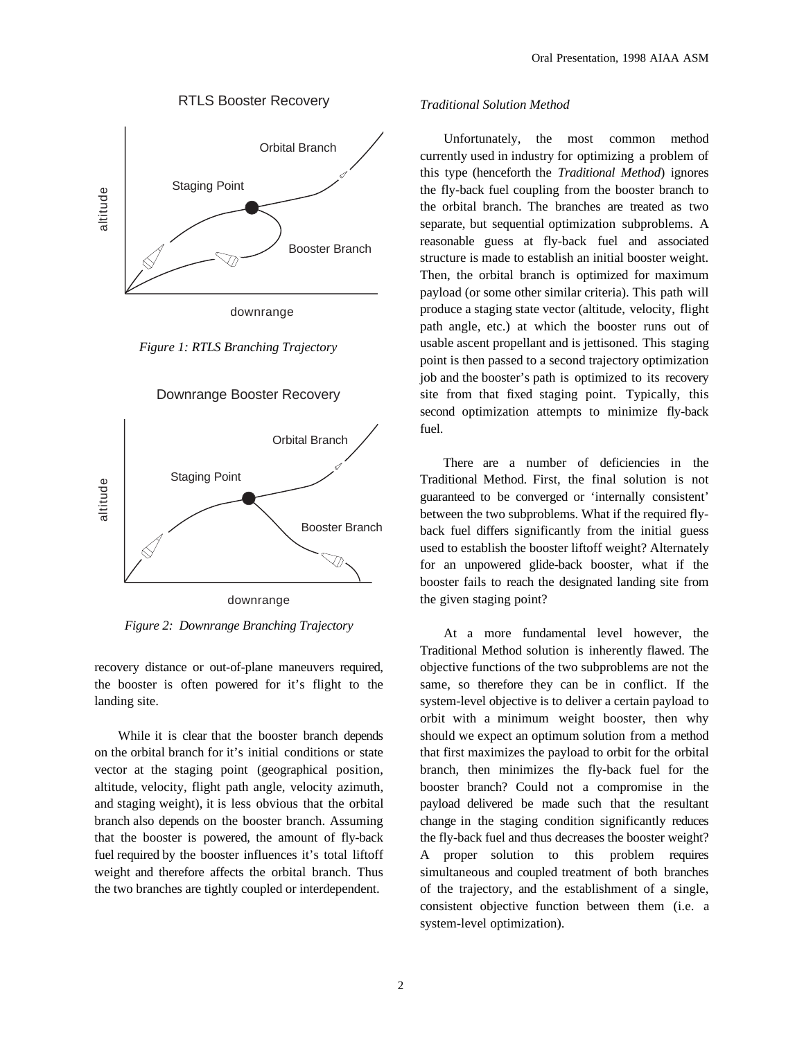RTLS Booster Recovery

*Figure 1: RTLS Branching Trajectory*

Downrange Booster Recovery

*Figure 2: Downrange Branching Trajectory*

recovery distance or out-of-plane maneuvers required, the booster is often powered for it's flight to the landing site.

While it is clear that the booster branch depends on the orbital branch for it's initial conditions or state vector at the staging point (geographical position, altitude, velocity, flight path angle, velocity azimuth, and staging weight), it is less obvious that the orbital branch also depends on the booster branch. Assuming that the booster is powered, the amount of fly-back fuel required by the booster influences it's total liftoff weight and therefore affects the orbital branch. Thus the two branches are tightly coupled or interdependent.

### *Traditional Solution Method*

Unfortunately, the most common method currently used in industry for optimizing a problem of this type (henceforth the *Traditional Method*) ignores the fly-back fuel coupling from the booster branch to the orbital branch. The branches are treated as two separate, but sequential optimization subproblems. A reasonable guess at fly-back fuel and associated structure is made to establish an initial booster weight. Then, the orbital branch is optimized for maximum payload (or some other similar criteria). This path will produce a staging state vector (altitude, velocity, flight path angle, etc.) at which the booster runs out of usable ascent propellant and is jettisoned. This staging point is then passed to a second trajectory optimization job and the booster's path is optimized to its recovery site from that fixed staging point. Typically, this second optimization attempts to minimize fly-back fuel.

There are a number of deficiencies in the Traditional Method. First, the final solution is not guaranteed to be converged or 'internally consistent' between the two subproblems. What if the required fly-back fuel differs significantly from the initial guess used to establish the booster liftoff weight? Alternately for an unpowered glide-back booster, what if the booster fails to reach the designated landing site from the given staging point?

At a more fundamental level however, the Traditional Method solution is inherently flawed. The objective functions of the two subproblems are not the same, so therefore they can be in conflict. If the system-level objective is to deliver a certain payload to orbit with a minimum weight booster, then why should we expect an optimum solution from a method that first maximizes the payload to orbit for the orbital branch, then minimizes the fly-back fuel for the booster branch? Could not a compromise in the payload delivered be made such that the resultant change in the staging condition significantly reduces the fly-back fuel and thus decreases the booster weight? A proper solution to this problem requires simultaneous and coupled treatment of both branches of the trajectory, and the establishment of a single, consistent objective function between them (i.e. a system-level optimization).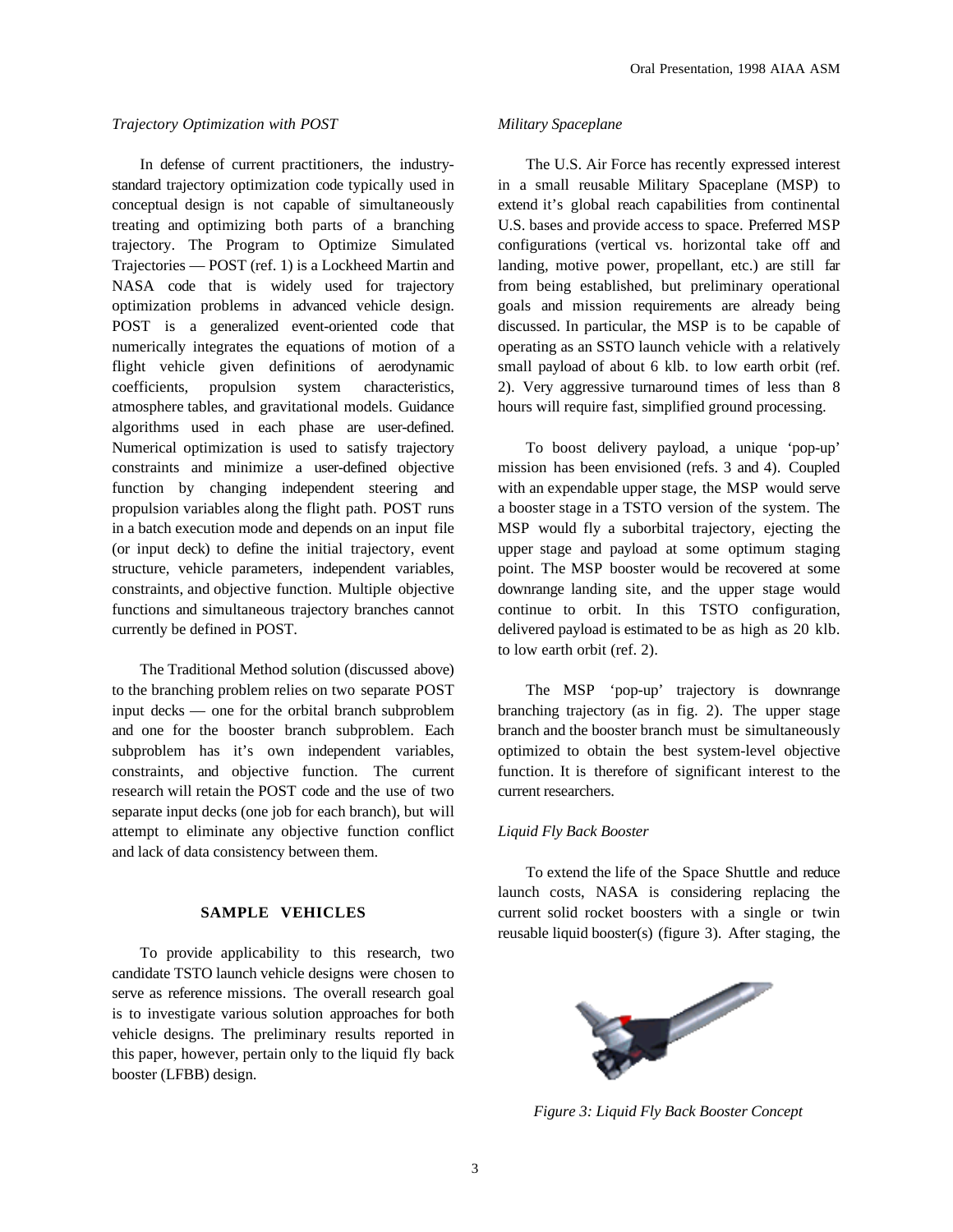### *Trajectory Optimization with POST*

In defense of current practitioners, the industry-standard trajectory optimization code typically used in conceptual design is not capable of simultaneously treating and optimizing both parts of a branching trajectory. The Program to Optimize Simulated Trajectories — POST (ref. 1) is a Lockheed Martin and NASA code that is widely used for trajectory optimization problems in advanced vehicle design. POST is a generalized event-oriented code that numerically integrates the equations of motion of a flight vehicle given definitions of aerodynamic coefficients, propulsion system characteristics, atmosphere tables, and gravitational models. Guidance algorithms used in each phase are user-defined. Numerical optimization is used to satisfy trajectory constraints and minimize a user-defined objective function by changing independent steering and propulsion variables along the flight path. POST runs in a batch execution mode and depends on an input file (or input deck) to define the initial trajectory, event structure, vehicle parameters, independent variables, constraints, and objective function. Multiple objective functions and simultaneous trajectory branches cannot currently be defined in POST.

The Traditional Method solution (discussed above) to the branching problem relies on two separate POST input decks — one for the orbital branch subproblem and one for the booster branch subproblem. Each subproblem has it's own independent variables, constraints, and objective function. The current research will retain the POST code and the use of two separate input decks (one job for each branch), but will attempt to eliminate any objective function conflict and lack of data consistency between them.

## SAMPLE VEHICLES

To provide applicability to this research, two candidate TSTO launch vehicle designs were chosen to serve as reference missions. The overall research goal is to investigate various solution approaches for both vehicle designs. The preliminary results reported in this paper, however, pertain only to the liquid fly back booster (LFBB) design.

### *Military Spaceplane*

The U.S. Air Force has recently expressed interest in a small reusable Military Spaceplane (MSP) to extend it's global reach capabilities from continental U.S. bases and provide access to space. Preferred MSP configurations (vertical vs. horizontal take off and landing, motive power, propellant, etc.) are still far from being established, but preliminary operational goals and mission requirements are already being discussed. In particular, the MSP is to be capable of operating as an SSTO launch vehicle with a relatively small payload of about 6 klb. to low earth orbit (ref. 2). Very aggressive turnaround times of less than 8 hours will require fast, simplified ground processing.

To boost delivery payload, a unique 'pop-up' mission has been envisioned (refs. 3 and 4). Coupled with an expendable upper stage, the MSP would serve a booster stage in a TSTO version of the system. The MSP would fly a suborbital trajectory, ejecting the upper stage and payload at some optimum staging point. The MSP booster would be recovered at some downrange landing site, and the upper stage would continue to orbit. In this TSTO configuration, delivered payload is estimated to be as high as 20 klb. to low earth orbit (ref. 2).

The MSP 'pop-up' trajectory is downrange branching trajectory (as in fig. 2). The upper stage branch and the booster branch must be simultaneously optimized to obtain the best system-level objective function. It is therefore of significant interest to the current researchers.

### *Liquid Fly Back Booster*

To extend the life of the Space Shuttle and reduce launch costs, NASA is considering replacing the current solid rocket boosters with a single or twin reusable liquid booster(s) (figure 3). After staging, the

*Figure 3: Liquid Fly Back Booster Concept*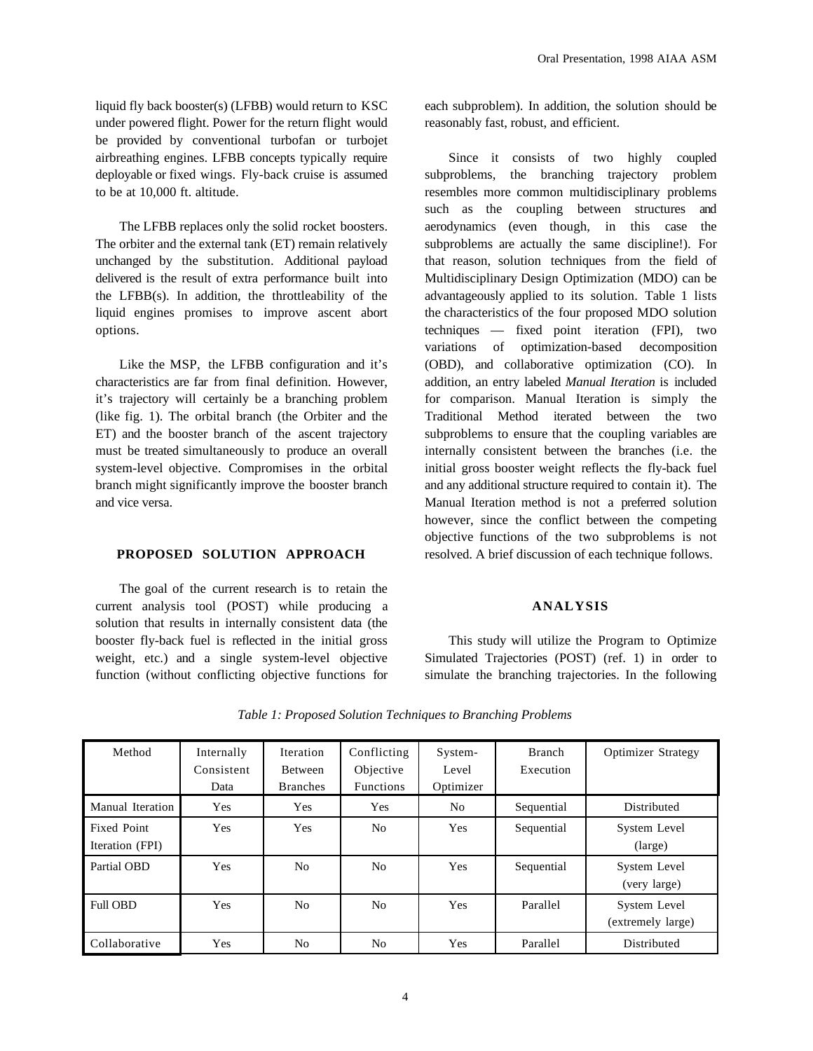liquid fly back booster(s) (LFBB) would return to KSC under powered flight. Power for the return flight would be provided by conventional turbofan or turbojet airbreathing engines. LFBB concepts typically require deployable or fixed wings. Fly-back cruise is assumed to be at 10,000 ft. altitude.

The LFBB replaces only the solid rocket boosters. The orbiter and the external tank (ET) remain relatively unchanged by the substitution. Additional payload delivered is the result of extra performance built into the LFBB(s). In addition, the throttleability of the liquid engines promises to improve ascent abort options.

Like the MSP, the LFBB configuration and it's characteristics are far from final definition. However, it's trajectory will certainly be a branching problem (like fig. 1). The orbital branch (the Orbiter and the ET) and the booster branch of the ascent trajectory must be treated simultaneously to produce an overall system-level objective. Compromises in the orbital branch might significantly improve the booster branch and vice versa.

## PROPOSED SOLUTION APPROACH

The goal of the current research is to retain the current analysis tool (POST) while producing a solution that results in internally consistent data (the booster fly-back fuel is reflected in the initial gross weight, etc.) and a single system-level objective function (without conflicting objective functions for each subproblem). In addition, the solution should be reasonably fast, robust, and efficient.

Since it consists of two highly coupled subproblems, the branching trajectory problem resembles more common multidisciplinary problems such as the coupling between structures and aerodynamics (even though, in this case the subproblems are actually the same discipline!). For that reason, solution techniques from the field of Multidisciplinary Design Optimization (MDO) can be advantageously applied to its solution. Table 1 lists the characteristics of the four proposed MDO solution techniques — fixed point iteration (FPI), two variations of optimization-based decomposition (OBD), and collaborative optimization (CO). In addition, an entry labeled *Manual Iteration* is included for comparison. Manual Iteration is simply the Traditional Method iterated between the two subproblems to ensure that the coupling variables are internally consistent between the branches (i.e. the initial gross booster weight reflects the fly-back fuel and any additional structure required to contain it). The Manual Iteration method is not a preferred solution however, since the conflict between the competing objective functions of the two subproblems is not resolved. A brief discussion of each technique follows.

## ANALYSIS

This study will utilize the Program to Optimize Simulated Trajectories (POST) (ref. 1) in order to simulate the branching trajectories. In the following

*Table 1: Proposed Solution Techniques to Branching Problems*

| Method | Internally Consistent Data | Iteration Between Branches | Conflicting Objective Functions | System-Level Optimizer | Branch Execution | Optimizer Strategy |
|---|---|---|---|---|---|---|
| Manual Iteration | Yes | Yes | Yes | No | Sequential | Distributed |
| Fixed Point Iteration (FPI) | Yes | Yes | No | Yes | Sequential | System Level (large) |
| Partial OBD | Yes | No | No | Yes | Sequential | System Level (very large) |
| Full OBD | Yes | No | No | Yes | Parallel | System Level (extremely large) |
| Collaborative | Yes | No | No | Yes | Parallel | Distributed |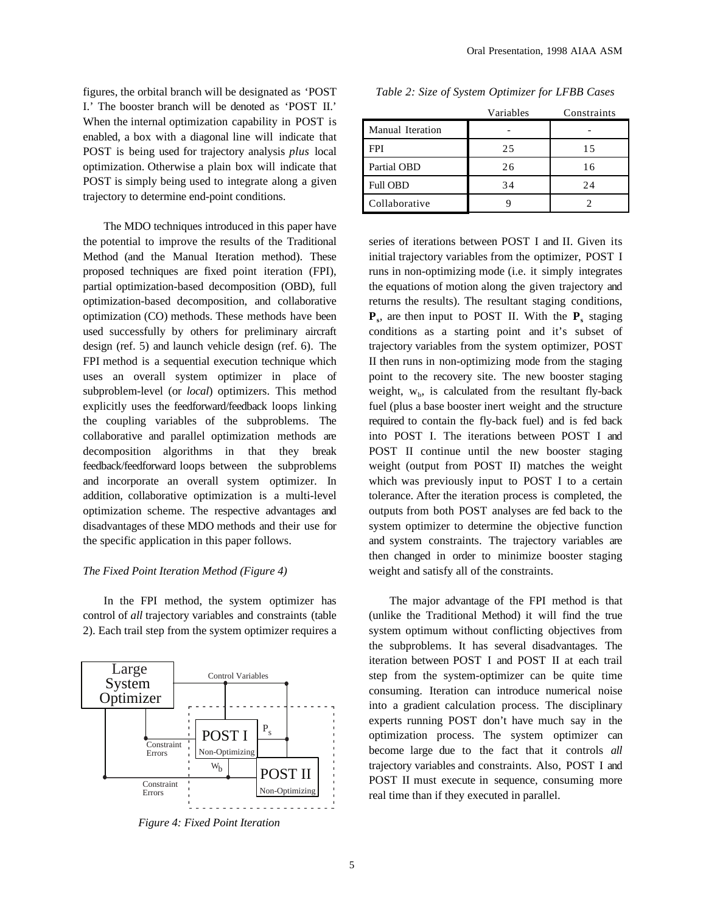figures, the orbital branch will be designated as 'POST I.' The booster branch will be denoted as 'POST II.' When the internal optimization capability in POST is enabled, a box with a diagonal line will indicate that POST is being used for trajectory analysis *plus* local optimization. Otherwise a plain box will indicate that POST is simply being used to integrate along a given trajectory to determine end-point conditions.

The MDO techniques introduced in this paper have the potential to improve the results of the Traditional Method (and the Manual Iteration method). These proposed techniques are fixed point iteration (FPI), partial optimization-based decomposition (OBD), full optimization-based decomposition, and collaborative optimization (CO) methods. These methods have been used successfully by others for preliminary aircraft design (ref. 5) and launch vehicle design (ref. 6). The FPI method is a sequential execution technique which uses an overall system optimizer in place of subproblem-level (or *local*) optimizers. This method explicitly uses the feedforward/feedback loops linking the coupling variables of the subproblems. The collaborative and parallel optimization methods are decomposition algorithms in that they break feedback/feedforward loops between the subproblems and incorporate an overall system optimizer. In addition, collaborative optimization is a multi-level optimization scheme. The respective advantages and disadvantages of these MDO methods and their use for the specific application in this paper follows.

*The Fixed Point Iteration Method (Figure 4)*

In the FPI method, the system optimizer has control of *all* trajectory variables and constraints (table 2). Each trail step from the system optimizer requires a

*Figure 4: Fixed Point Iteration*

*Table 2: Size of System Optimizer for LFBB Cases*

| | Variables | Constraints |
|---|---|---|
| Manual Iteration | - | - |
| FPI | 25 | 15 |
| Partial OBD | 26 | 16 |
| Full OBD | 34 | 24 |
| Collaborative | 9 | 2 |

series of iterations between POST I and II. Given its initial trajectory variables from the optimizer, POST I runs in non-optimizing mode (i.e. it simply integrates the equations of motion along the given trajectory and returns the results). The resultant staging conditions, $\mathbf{P_s}$, are then input to POST II. With the $\mathbf{P_s}$ staging conditions as a starting point and it's subset of trajectory variables from the system optimizer, POST II then runs in non-optimizing mode from the staging point to the recovery site. The new booster staging weight, $w_b$, is calculated from the resultant fly-back fuel (plus a base booster inert weight and the structure required to contain the fly-back fuel) and is fed back into POST I. The iterations between POST I and POST II continue until the new booster staging weight (output from POST II) matches the weight which was previously input to POST I to a certain tolerance. After the iteration process is completed, the outputs from both POST analyses are fed back to the system optimizer to determine the objective function and system constraints. The trajectory variables are then changed in order to minimize booster staging weight and satisfy all of the constraints.

The major advantage of the FPI method is that (unlike the Traditional Method) it will find the true system optimum without conflicting objectives from the subproblems. It has several disadvantages. The iteration between POST I and POST II at each trail step from the system-optimizer can be quite time consuming. Iteration can introduce numerical noise into a gradient calculation process. The disciplinary experts running POST don't have much say in the optimization process. The system optimizer can become large due to the fact that it controls *all* trajectory variables and constraints. Also, POST I and POST II must execute in sequence, consuming more real time than if they executed in parallel.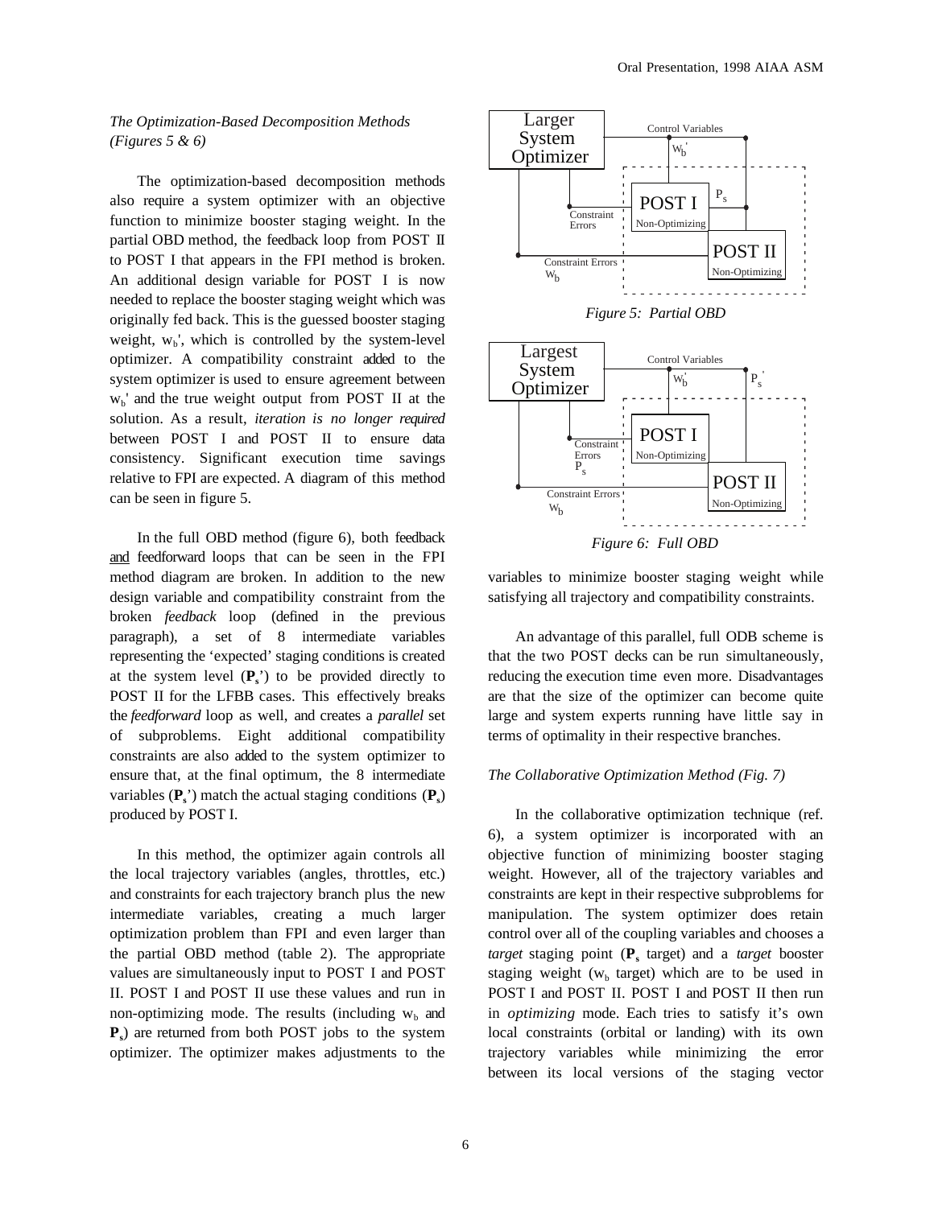*The Optimization-Based Decomposition Methods (Figures 5 & 6)*

The optimization-based decomposition methods also require a system optimizer with an objective function to minimize booster staging weight. In the partial OBD method, the feedback loop from POST II to POST I that appears in the FPI method is broken. An additional design variable for POST I is now needed to replace the booster staging weight which was originally fed back. This is the guessed booster staging weight, $w_b'$, which is controlled by the system-level optimizer. A compatibility constraint added to the system optimizer is used to ensure agreement between $w_b'$ and the true weight output from POST II at the solution. As a result, *iteration is no longer required* between POST I and POST II to ensure data consistency. Significant execution time savings relative to FPI are expected. A diagram of this method can be seen in figure 5.

In the full OBD method (figure 6), both feedback and feedforward loops that can be seen in the FPI method diagram are broken. In addition to the new design variable and compatibility constraint from the broken *feedback* loop (defined in the previous paragraph), a set of 8 intermediate variables representing the 'expected' staging conditions is created at the system level (**$P_s$**') to be provided directly to POST II for the LFBB cases. This effectively breaks the *feedforward* loop as well, and creates a *parallel* set of subproblems. Eight additional compatibility constraints are also added to the system optimizer to ensure that, at the final optimum, the 8 intermediate variables (**$P_s$**') match the actual staging conditions (**$P_s$**) produced by POST I.

In this method, the optimizer again controls all the local trajectory variables (angles, throttles, etc.) and constraints for each trajectory branch plus the new intermediate variables, creating a much larger optimization problem than FPI and even larger than the partial OBD method (table 2). The appropriate values are simultaneously input to POST I and POST II. POST I and POST II use these values and run in non-optimizing mode. The results (including $w_b$ and **$P_s$**) are returned from both POST jobs to the system optimizer. The optimizer makes adjustments to the variables to minimize booster staging weight while satisfying all trajectory and compatibility constraints.

Larger System Optimizer — Control Variables, $W_b'$ — POST I (Non-Optimizing), $P_s$ — POST II (Non-Optimizing) — Constraint Errors — Constraint Errors, $W_b$

*Figure 5: Partial OBD*

Largest System Optimizer — Control Variables, $W_b'$, $P_s'$ — POST I (Non-Optimizing) — POST II (Non-Optimizing) — Constraint Errors, $P_s$ — Constraint Errors, $W_b$

*Figure 6: Full OBD*

An advantage of this parallel, full ODB scheme is that the two POST decks can be run simultaneously, reducing the execution time even more. Disadvantages are that the size of the optimizer can become quite large and system experts running have little say in terms of optimality in their respective branches.

*The Collaborative Optimization Method (Fig. 7)*

In the collaborative optimization technique (ref. 6), a system optimizer is incorporated with an objective function of minimizing booster staging weight. However, all of the trajectory variables and constraints are kept in their respective subproblems for manipulation. The system optimizer does retain control over all of the coupling variables and chooses a *target* staging point (**$P_s$** target) and a *target* booster staging weight ($w_b$ target) which are to be used in POST I and POST II. POST I and POST II then run in *optimizing* mode. Each tries to satisfy it's own local constraints (orbital or landing) with its own trajectory variables while minimizing the error between its local versions of the staging vector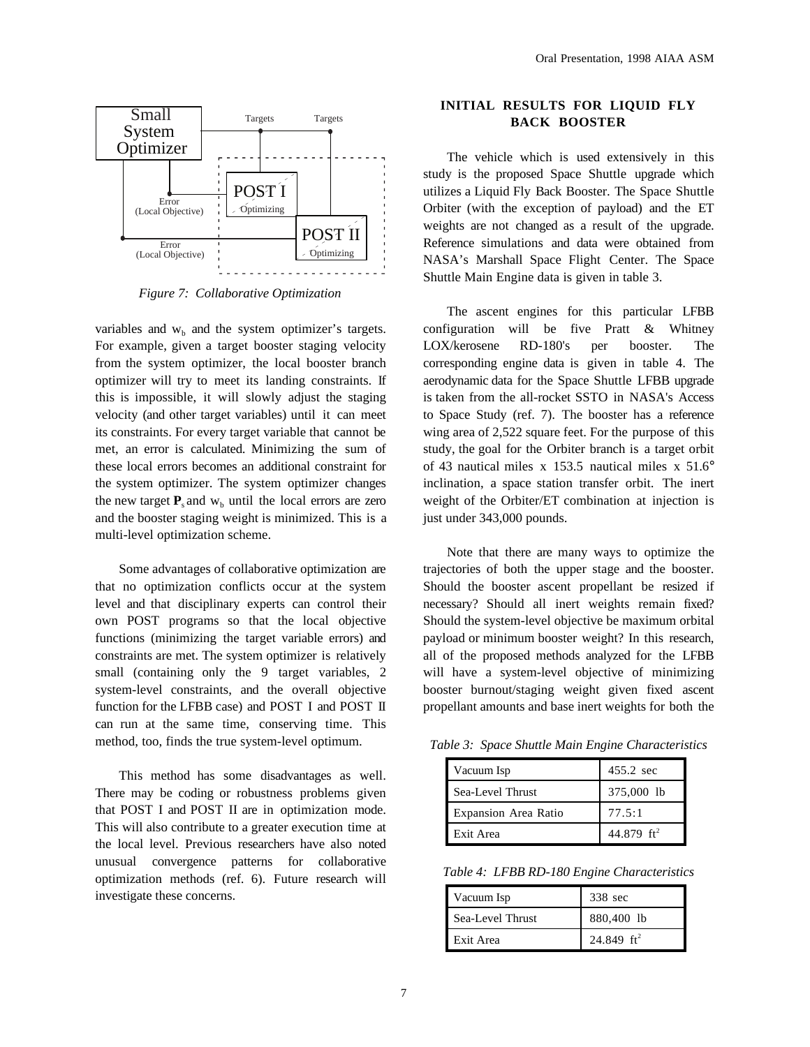Figure 7: Collaborative Optimization

variables and $w_b$ and the system optimizer's targets. For example, given a target booster staging velocity from the system optimizer, the local booster branch optimizer will try to meet its landing constraints. If this is impossible, it will slowly adjust the staging velocity (and other target variables) until it can meet its constraints. For every target variable that cannot be met, an error is calculated. Minimizing the sum of these local errors becomes an additional constraint for the system optimizer. The system optimizer changes the new target $\mathbf{P}_s$ and $w_b$ until the local errors are zero and the booster staging weight is minimized. This is a multi-level optimization scheme.

Some advantages of collaborative optimization are that no optimization conflicts occur at the system level and that disciplinary experts can control their own POST programs so that the local objective functions (minimizing the target variable errors) and constraints are met. The system optimizer is relatively small (containing only the 9 target variables, 2 system-level constraints, and the overall objective function for the LFBB case) and POST I and POST II can run at the same time, conserving time. This method, too, finds the true system-level optimum.

This method has some disadvantages as well. There may be coding or robustness problems given that POST I and POST II are in optimization mode. This will also contribute to a greater execution time at the local level. Previous researchers have also noted unusual convergence patterns for collaborative optimization methods (ref. 6). Future research will investigate these concerns.

## INITIAL RESULTS FOR LIQUID FLY BACK BOOSTER

The vehicle which is used extensively in this study is the proposed Space Shuttle upgrade which utilizes a Liquid Fly Back Booster. The Space Shuttle Orbiter (with the exception of payload) and the ET weights are not changed as a result of the upgrade. Reference simulations and data were obtained from NASA's Marshall Space Flight Center. The Space Shuttle Main Engine data is given in table 3.

The ascent engines for this particular LFBB configuration will be five Pratt & Whitney LOX/kerosene RD-180's per booster. The corresponding engine data is given in table 4. The aerodynamic data for the Space Shuttle LFBB upgrade is taken from the all-rocket SSTO in NASA's Access to Space Study (ref. 7). The booster has a reference wing area of 2,522 square feet. For the purpose of this study, the goal for the Orbiter branch is a target orbit of 43 nautical miles x 153.5 nautical miles x 51.6° inclination, a space station transfer orbit. The inert weight of the Orbiter/ET combination at injection is just under 343,000 pounds.

Note that there are many ways to optimize the trajectories of both the upper stage and the booster. Should the booster ascent propellant be resized if necessary? Should all inert weights remain fixed? Should the system-level objective be maximum orbital payload or minimum booster weight? In this research, all of the proposed methods analyzed for the LFBB will have a system-level objective of minimizing booster burnout/staging weight given fixed ascent propellant amounts and base inert weights for both the

*Table 3: Space Shuttle Main Engine Characteristics*

| | |
|---|---|
| Vacuum Isp | 455.2 sec |
| Sea-Level Thrust | 375,000 lb |
| Expansion Area Ratio | 77.5:1 |
| Exit Area | 44.879 $ft^2$ |

*Table 4: LFBB RD-180 Engine Characteristics*

| | |
|---|---|
| Vacuum Isp | 338 sec |
| Sea-Level Thrust | 880,400 lb |
| Exit Area | 24.849 $ft^2$ |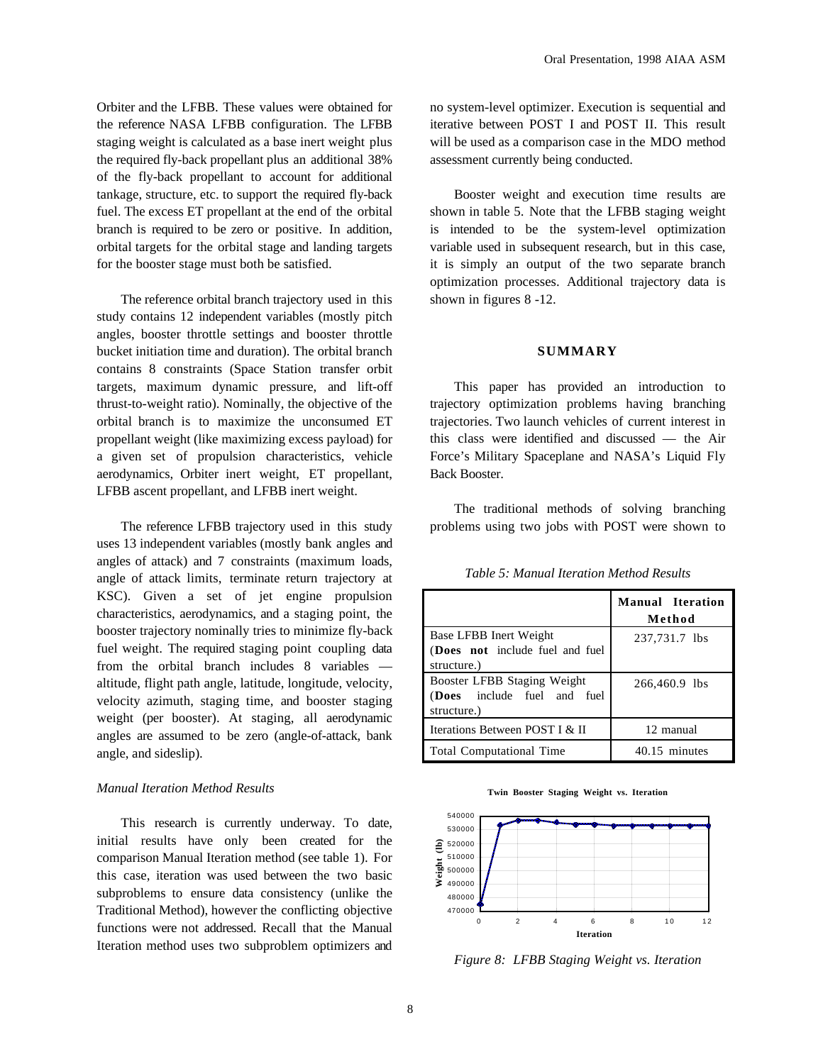Orbiter and the LFBB. These values were obtained for the reference NASA LFBB configuration. The LFBB staging weight is calculated as a base inert weight plus the required fly-back propellant plus an additional 38% of the fly-back propellant to account for additional tankage, structure, etc. to support the required fly-back fuel. The excess ET propellant at the end of the orbital branch is required to be zero or positive. In addition, orbital targets for the orbital stage and landing targets for the booster stage must both be satisfied.

The reference orbital branch trajectory used in this study contains 12 independent variables (mostly pitch angles, booster throttle settings and booster throttle bucket initiation time and duration). The orbital branch contains 8 constraints (Space Station transfer orbit targets, maximum dynamic pressure, and lift-off thrust-to-weight ratio). Nominally, the objective of the orbital branch is to maximize the unconsumed ET propellant weight (like maximizing excess payload) for a given set of propulsion characteristics, vehicle aerodynamics, Orbiter inert weight, ET propellant, LFBB ascent propellant, and LFBB inert weight.

The reference LFBB trajectory used in this study uses 13 independent variables (mostly bank angles and angles of attack) and 7 constraints (maximum loads, angle of attack limits, terminate return trajectory at KSC). Given a set of jet engine propulsion characteristics, aerodynamics, and a staging point, the booster trajectory nominally tries to minimize fly-back fuel weight. The required staging point coupling data from the orbital branch includes 8 variables — altitude, flight path angle, latitude, longitude, velocity, velocity azimuth, staging time, and booster staging weight (per booster). At staging, all aerodynamic angles are assumed to be zero (angle-of-attack, bank angle, and sideslip).

### *Manual Iteration Method Results*

This research is currently underway. To date, initial results have only been created for the comparison Manual Iteration method (see table 1). For this case, iteration was used between the two basic subproblems to ensure data consistency (unlike the Traditional Method), however the conflicting objective functions were not addressed. Recall that the Manual Iteration method uses two subproblem optimizers and no system-level optimizer. Execution is sequential and iterative between POST I and POST II. This result will be used as a comparison case in the MDO method assessment currently being conducted.

Booster weight and execution time results are shown in table 5. Note that the LFBB staging weight is intended to be the system-level optimization variable used in subsequent research, but in this case, it is simply an output of the two separate branch optimization processes. Additional trajectory data is shown in figures 8 -12.

## SUMMARY

This paper has provided an introduction to trajectory optimization problems having branching trajectories. Two launch vehicles of current interest in this class were identified and discussed — the Air Force's Military Spaceplane and NASA's Liquid Fly Back Booster.

The traditional methods of solving branching problems using two jobs with POST were shown to

*Table 5: Manual Iteration Method Results*

| | **Manual Iteration Method** |
|---|---|
| Base LFBB Inert Weight (**Does not** include fuel and fuel structure.) | 237,731.7 lbs |
| Booster LFBB Staging Weight (**Does** include fuel and fuel structure.) | 266,460.9 lbs |
| Iterations Between POST I & II | 12 manual |
| Total Computational Time | 40.15 minutes |

**Twin Booster Staging Weight vs. Iteration**

*Figure 8: LFBB Staging Weight vs. Iteration*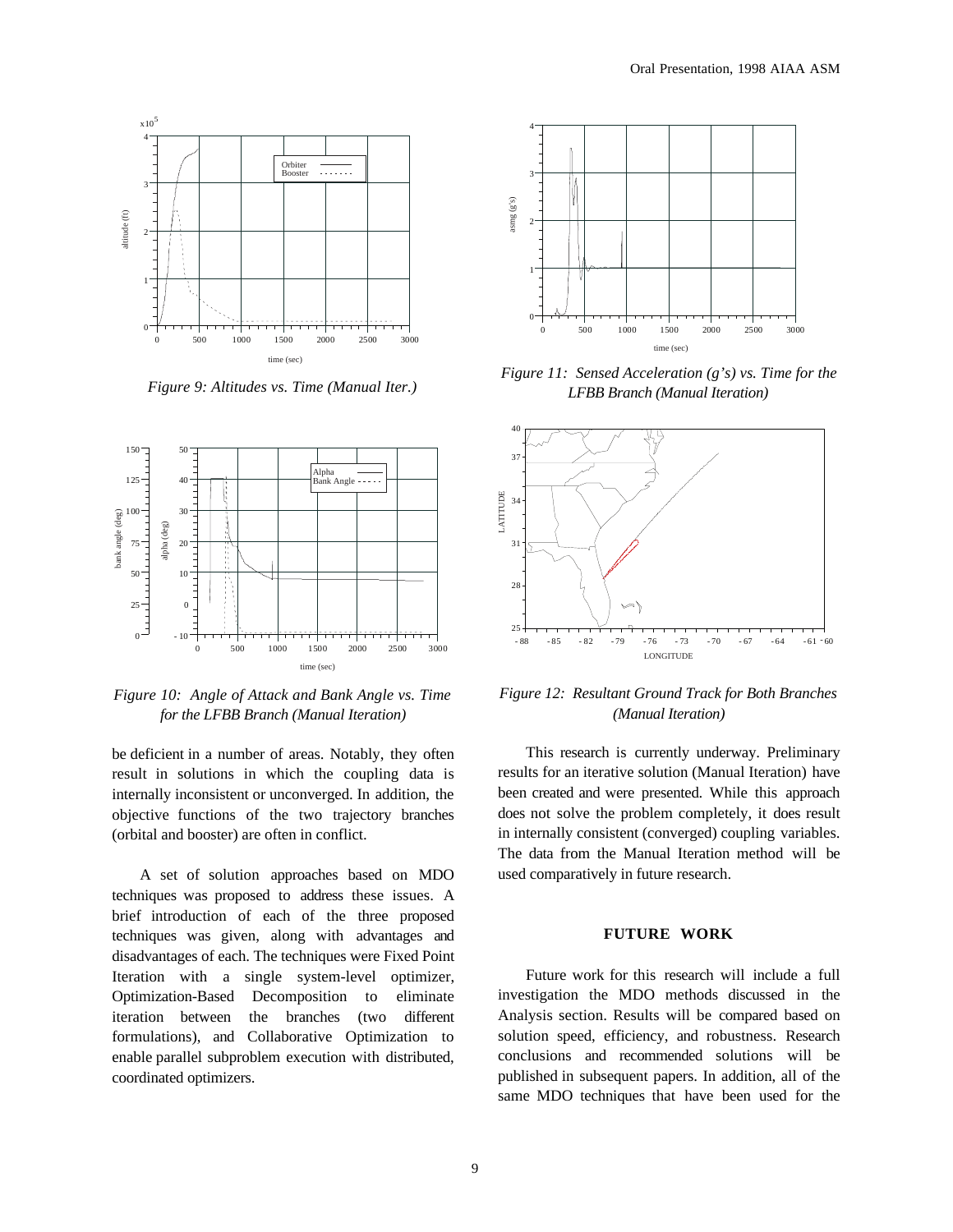Figure 9: Altitudes vs. Time (Manual Iter.)

Figure 10: Angle of Attack and Bank Angle vs. Time for the LFBB Branch (Manual Iteration)

Figure 11: Sensed Acceleration (g's) vs. Time for the LFBB Branch (Manual Iteration)

Figure 12: Resultant Ground Track for Both Branches (Manual Iteration)

be deficient in a number of areas. Notably, they often result in solutions in which the coupling data is internally inconsistent or unconverged. In addition, the objective functions of the two trajectory branches (orbital and booster) are often in conflict.

A set of solution approaches based on MDO techniques was proposed to address these issues. A brief introduction of each of the three proposed techniques was given, along with advantages and disadvantages of each. The techniques were Fixed Point Iteration with a single system-level optimizer, Optimization-Based Decomposition to eliminate iteration between the branches (two different formulations), and Collaborative Optimization to enable parallel subproblem execution with distributed, coordinated optimizers.

This research is currently underway. Preliminary results for an iterative solution (Manual Iteration) have been created and were presented. While this approach does not solve the problem completely, it does result in internally consistent (converged) coupling variables. The data from the Manual Iteration method will be used comparatively in future research.

## FUTURE WORK

Future work for this research will include a full investigation the MDO methods discussed in the Analysis section. Results will be compared based on solution speed, efficiency, and robustness. Research conclusions and recommended solutions will be published in subsequent papers. In addition, all of the same MDO techniques that have been used for the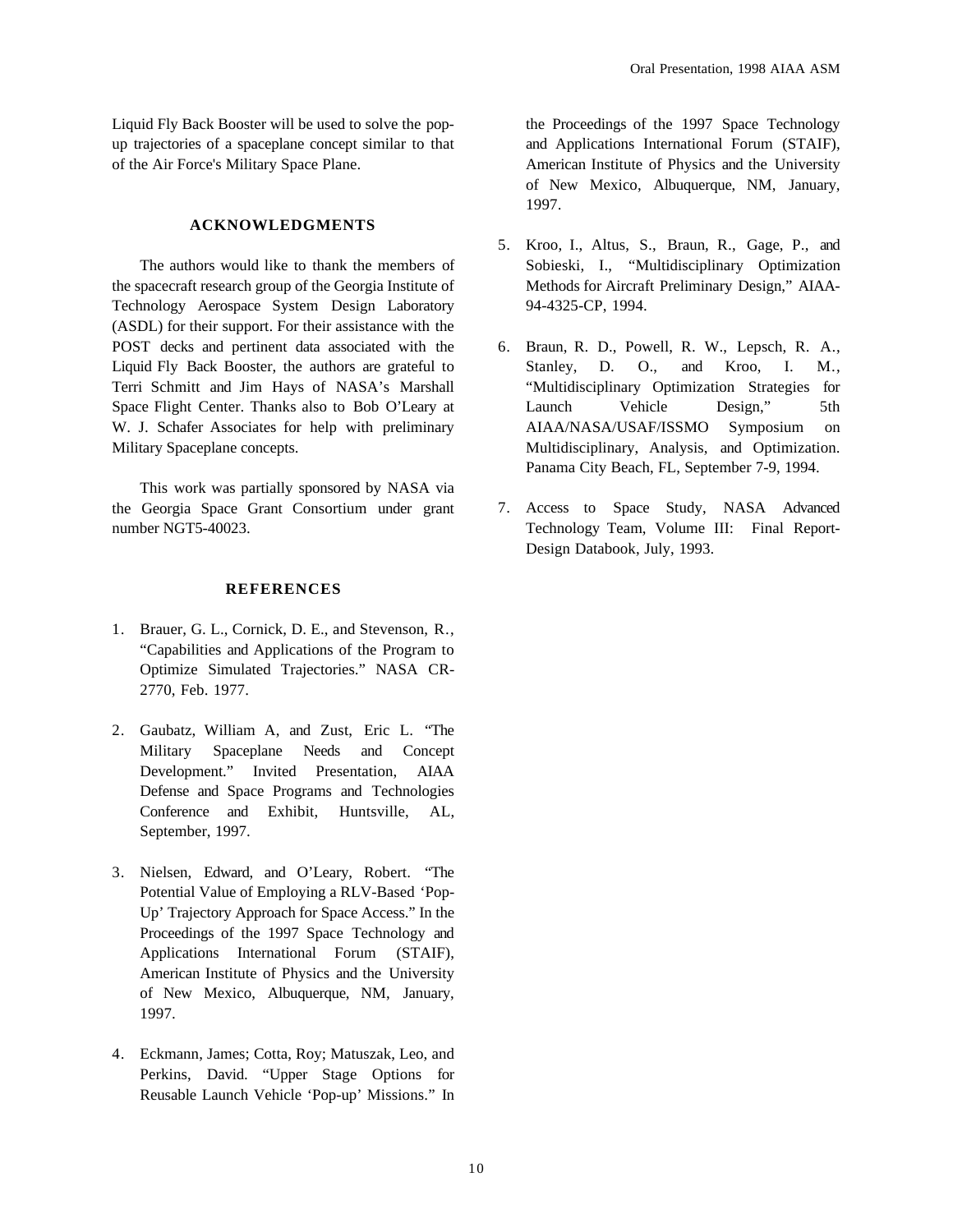Liquid Fly Back Booster will be used to solve the pop-up trajectories of a spaceplane concept similar to that of the Air Force's Military Space Plane.

## ACKNOWLEDGMENTS

The authors would like to thank the members of the spacecraft research group of the Georgia Institute of Technology Aerospace System Design Laboratory (ASDL) for their support. For their assistance with the POST decks and pertinent data associated with the Liquid Fly Back Booster, the authors are grateful to Terri Schmitt and Jim Hays of NASA's Marshall Space Flight Center. Thanks also to Bob O'Leary at W. J. Schafer Associates for help with preliminary Military Spaceplane concepts.

This work was partially sponsored by NASA via the Georgia Space Grant Consortium under grant number NGT5-40023.

## REFERENCES

1. Brauer, G. L., Cornick, D. E., and Stevenson, R., "Capabilities and Applications of the Program to Optimize Simulated Trajectories." NASA CR-2770, Feb. 1977.

2. Gaubatz, William A, and Zust, Eric L. "The Military Spaceplane Needs and Concept Development." Invited Presentation, AIAA Defense and Space Programs and Technologies Conference and Exhibit, Huntsville, AL, September, 1997.

3. Nielsen, Edward, and O'Leary, Robert. "The Potential Value of Employing a RLV-Based 'Pop-Up' Trajectory Approach for Space Access." In the Proceedings of the 1997 Space Technology and Applications International Forum (STAIF), American Institute of Physics and the University of New Mexico, Albuquerque, NM, January, 1997.

4. Eckmann, James; Cotta, Roy; Matuszak, Leo, and Perkins, David. "Upper Stage Options for Reusable Launch Vehicle 'Pop-up' Missions." In the Proceedings of the 1997 Space Technology and Applications International Forum (STAIF), American Institute of Physics and the University of New Mexico, Albuquerque, NM, January, 1997.

5. Kroo, I., Altus, S., Braun, R., Gage, P., and Sobieski, I., "Multidisciplinary Optimization Methods for Aircraft Preliminary Design," AIAA-94-4325-CP, 1994.

6. Braun, R. D., Powell, R. W., Lepsch, R. A., Stanley, D. O., and Kroo, I. M., "Multidisciplinary Optimization Strategies for Launch Vehicle Design," 5th AIAA/NASA/USAF/ISSMO Symposium on Multidisciplinary, Analysis, and Optimization. Panama City Beach, FL, September 7-9, 1994.

7. Access to Space Study, NASA Advanced Technology Team, Volume III: Final Report-Design Databook, July, 1993.